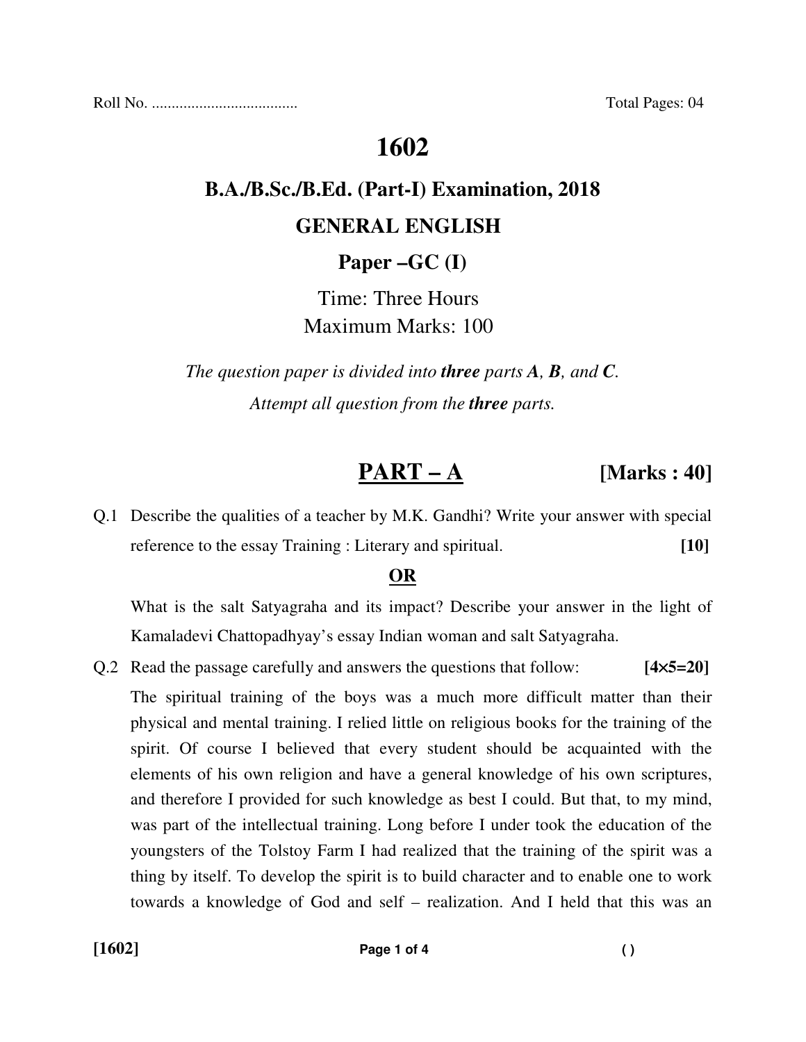Roll No. .................................... Total Pages: 04

# 1602

## B.A./B.Sc./B.Ed. (Part-I) Examination, 2018

## GENERAL ENGLISH

### Paper –GC (I)

Time: Three Hours

Maximum Marks: 100

*The question paper is divided into **three** parts **A**, **B**, and **C**.*

*Attempt all question from the **three** parts.*

## PART – A **[Marks : 40]**

Q.1 Describe the qualities of a teacher by M.K. Gandhi? Write your answer with special reference to the essay Training : Literary and spiritual. **[10]**

**OR**

What is the salt Satyagraha and its impact? Describe your answer in the light of Kamaladevi Chattopadhyay's essay Indian woman and salt Satyagraha.

Q.2 Read the passage carefully and answers the questions that follow: **[4×5=20]**

The spiritual training of the boys was a much more difficult matter than their physical and mental training. I relied little on religious books for the training of the spirit. Of course I believed that every student should be acquainted with the elements of his own religion and have a general knowledge of his own scriptures, and therefore I provided for such knowledge as best I could. But that, to my mind, was part of the intellectual training. Long before I under took the education of the youngsters of the Tolstoy Farm I had realized that the training of the spirit was a thing by itself. To develop the spirit is to build character and to enable one to work towards a knowledge of God and self – realization. And I held that this was an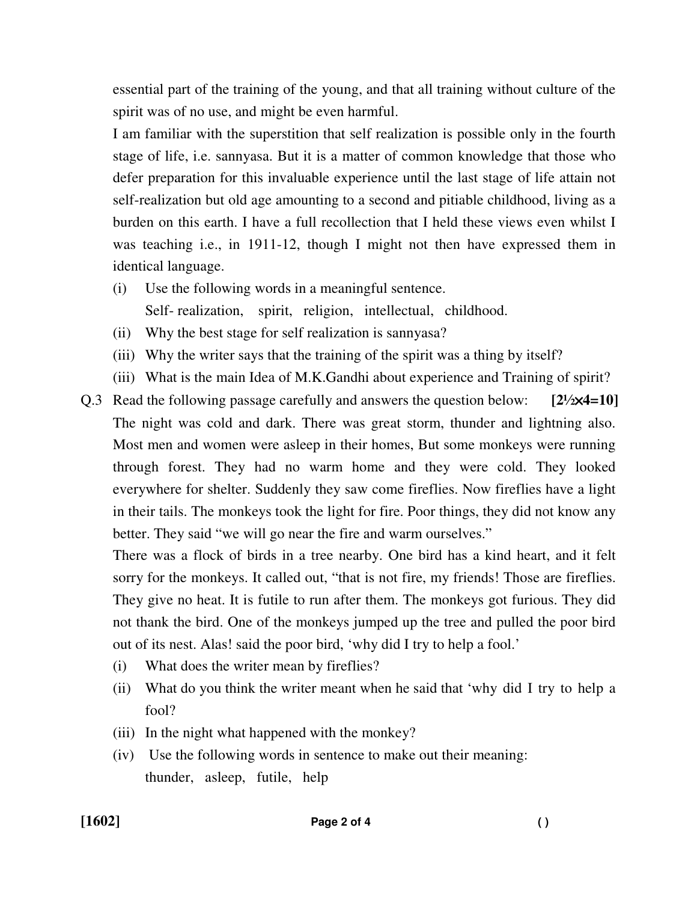essential part of the training of the young, and that all training without culture of the spirit was of no use, and might be even harmful.

I am familiar with the superstition that self realization is possible only in the fourth stage of life, i.e. sannyasa. But it is a matter of common knowledge that those who defer preparation for this invaluable experience until the last stage of life attain not self-realization but old age amounting to a second and pitiable childhood, living as a burden on this earth. I have a full recollection that I held these views even whilst I was teaching i.e., in 1911-12, though I might not then have expressed them in identical language.

(i) Use the following words in a meaningful sentence.
   Self- realization, spirit, religion, intellectual, childhood.

(ii) Why the best stage for self realization is sannyasa?

(iii) Why the writer says that the training of the spirit was a thing by itself?

(iii) What is the main Idea of M.K.Gandhi about experience and Training of spirit?

Q.3 Read the following passage carefully and answers the question below: **[2½×4=10]**

The night was cold and dark. There was great storm, thunder and lightning also. Most men and women were asleep in their homes, But some monkeys were running through forest. They had no warm home and they were cold. They looked everywhere for shelter. Suddenly they saw come fireflies. Now fireflies have a light in their tails. The monkeys took the light for fire. Poor things, they did not know any better. They said "we will go near the fire and warm ourselves."

There was a flock of birds in a tree nearby. One bird has a kind heart, and it felt sorry for the monkeys. It called out, "that is not fire, my friends! Those are fireflies. They give no heat. It is futile to run after them. The monkeys got furious. They did not thank the bird. One of the monkeys jumped up the tree and pulled the poor bird out of its nest. Alas! said the poor bird, 'why did I try to help a fool.'

(i) What does the writer mean by fireflies?

(ii) What do you think the writer meant when he said that 'why did I try to help a fool?

(iii) In the night what happened with the monkey?

(iv) Use the following words in sentence to make out their meaning:
   thunder, asleep, futile, help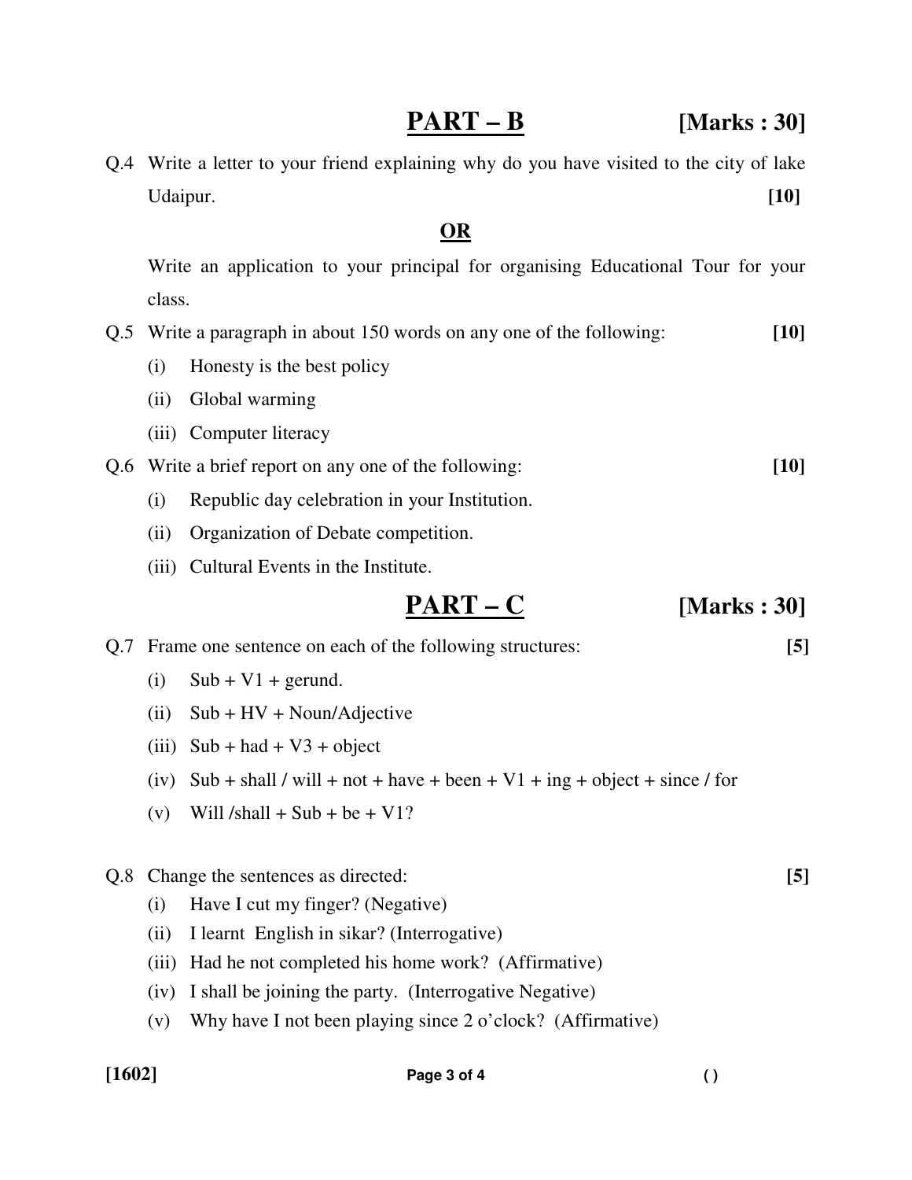## PART – B [Marks : 30]

Q.4 Write a letter to your friend explaining why do you have visited to the city of lake Udaipur. **[10]**

**OR**

Write an application to your principal for organising Educational Tour for your class.

Q.5 Write a paragraph in about 150 words on any one of the following: **[10]**

(i) Honesty is the best policy

(ii) Global warming

(iii) Computer literacy

Q.6 Write a brief report on any one of the following: **[10]**

(i) Republic day celebration in your Institution.

(ii) Organization of Debate competition.

(iii) Cultural Events in the Institute.

## PART – C [Marks : 30]

Q.7 Frame one sentence on each of the following structures: **[5]**

(i) Sub + V1 + gerund.

(ii) Sub + HV + Noun/Adjective

(iii) Sub + had + V3 + object

(iv) Sub + shall / will + not + have + been + V1 + ing + object + since / for

(v) Will /shall + Sub + be + V1?

Q.8 Change the sentences as directed: **[5]**

(i) Have I cut my finger? (Negative)

(ii) I learnt English in sikar? (Interrogative)

(iii) Had he not completed his home work? (Affirmative)

(iv) I shall be joining the party. (Interrogative Negative)

(v) Why have I not been playing since 2 o'clock? (Affirmative)

[1602]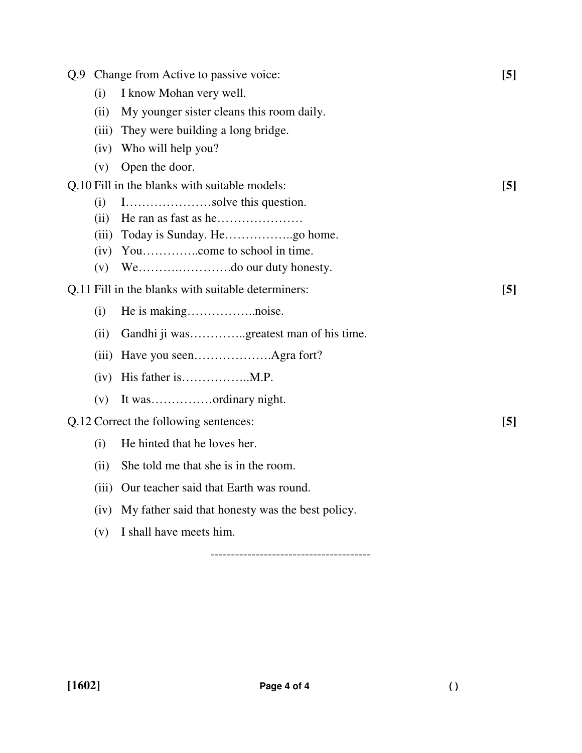Q.9 Change from Active to passive voice: **[5]**

(i) I know Mohan very well.

(ii) My younger sister cleans this room daily.

(iii) They were building a long bridge.

(iv) Who will help you?

(v) Open the door.

Q.10 Fill in the blanks with suitable models: **[5]**

(i) I…………………solve this question.

(ii) He ran as fast as he…………………

(iii) Today is Sunday. He……………..go home.

(iv) You…………..come to school in time.

(v) We……….…………do our duty honesty.

Q.11 Fill in the blanks with suitable determiners: **[5]**

(i) He is making……………..noise.

(ii) Gandhi ji was…………..greatest man of his time.

(iii) Have you seen……………….Agra fort?

(iv) His father is……………..M.P.

(v) It was……………ordinary night.

Q.12 Correct the following sentences: **[5]**

(i) He hinted that he loves her.

(ii) She told me that she is in the room.

(iii) Our teacher said that Earth was round.

(iv) My father said that honesty was the best policy.

(v) I shall have meets him.

---